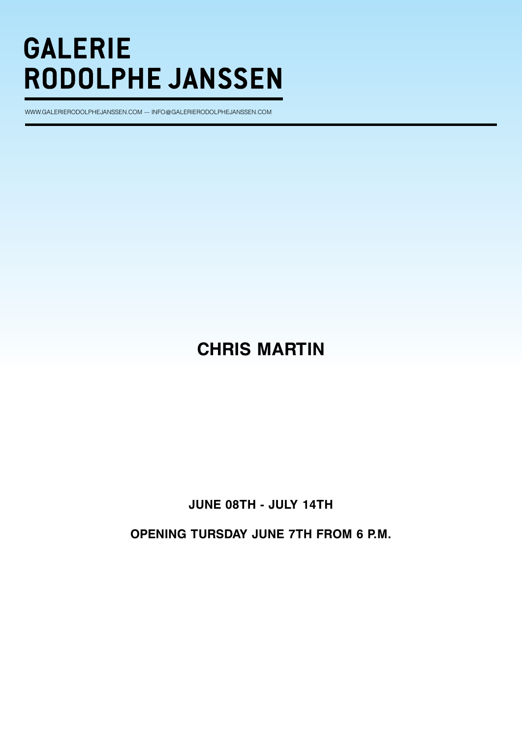# GALERIE RODOLPHE JANSSEN

WWW.GALERIERODOLPHEJANSSEN.COM — INFO@GALERIERODOLPHEJANSSEN.COM

## CHRIS MARTIN

**JUNE 08TH - JULY 14TH**

**OPENING TURSDAY JUNE 7TH FROM 6 P.M.**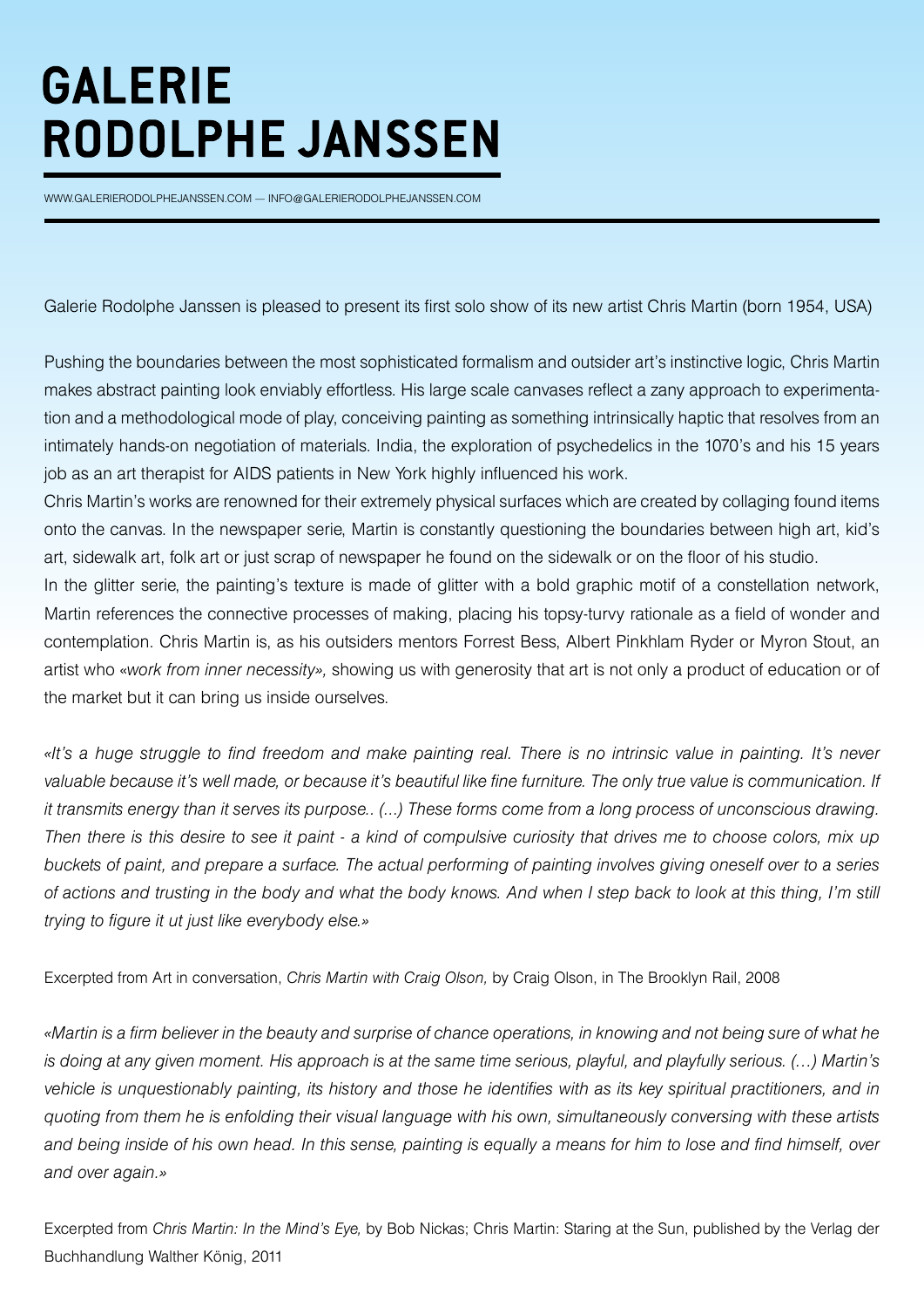# GALERIE RODOLPHE JANSSEN

WWW.GALERIERODOLPHEJANSSEN.COM — INFO@GALERIERODOLPHEJANSSEN.COM

Galerie Rodolphe Janssen is pleased to present its first solo show of its new artist Chris Martin (born 1954, USA)

Pushing the boundaries between the most sophisticated formalism and outsider art's instinctive logic, Chris Martin makes abstract painting look enviably effortless. His large scale canvases reflect a zany approach to experimentation and a methodological mode of play, conceiving painting as something intrinsically haptic that resolves from an intimately hands-on negotiation of materials. India, the exploration of psychedelics in the 1070's and his 15 years job as an art therapist for AIDS patients in New York highly influenced his work.

Chris Martin's works are renowned for their extremely physical surfaces which are created by collaging found items onto the canvas. In the newspaper serie, Martin is constantly questioning the boundaries between high art, kid's art, sidewalk art, folk art or just scrap of newspaper he found on the sidewalk or on the floor of his studio.

In the glitter serie, the painting's texture is made of glitter with a bold graphic motif of a constellation network, Martin references the connective processes of making, placing his topsy-turvy rationale as a field of wonder and contemplation. Chris Martin is, as his outsiders mentors Forrest Bess, Albert Pinkhlam Ryder or Myron Stout, an artist who «*work from inner necessity*», showing us with generosity that art is not only a product of education or of the market but it can bring us inside ourselves.

*«It's a huge struggle to find freedom and make painting real. There is no intrinsic value in painting. It's never valuable because it's well made, or because it's beautiful like fine furniture. The only true value is communication. If it transmits energy than it serves its purpose.. (...) These forms come from a long process of unconscious drawing. Then there is this desire to see it paint - a kind of compulsive curiosity that drives me to choose colors, mix up buckets of paint, and prepare a surface. The actual performing of painting involves giving oneself over to a series of actions and trusting in the body and what the body knows. And when I step back to look at this thing, I'm still trying to figure it ut just like everybody else.»*

Excerpted from Art in conversation, *Chris Martin with Craig Olson,* by Craig Olson, in The Brooklyn Rail, 2008

*«Martin is a firm believer in the beauty and surprise of chance operations, in knowing and not being sure of what he is doing at any given moment. His approach is at the same time serious, playful, and playfully serious. (…) Martin's vehicle is unquestionably painting, its history and those he identifies with as its key spiritual practitioners, and in quoting from them he is enfolding their visual language with his own, simultaneously conversing with these artists and being inside of his own head. In this sense, painting is equally a means for him to lose and find himself, over and over again.»*

Excerpted from *Chris Martin: In the Mind's Eye,* by Bob Nickas; Chris Martin: Staring at the Sun, published by the Verlag der Buchhandlung Walther König, 2011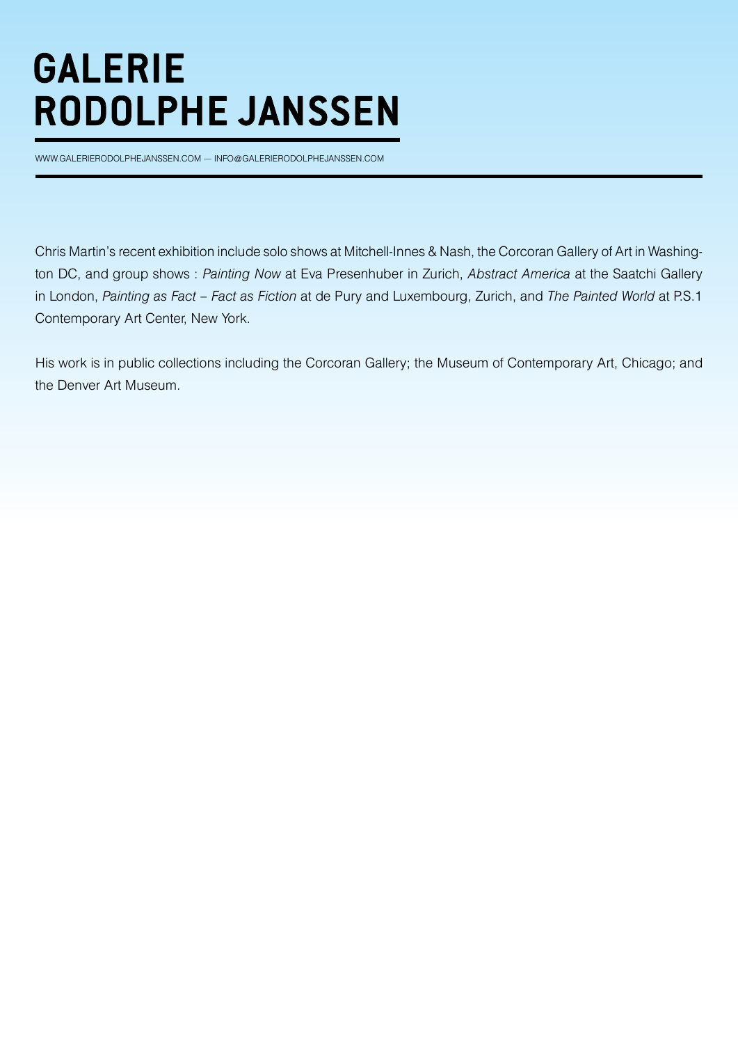Chris Martin's recent exhibition include solo shows at Mitchell-Innes & Nash, the Corcoran Gallery of Art in Washington DC, and group shows : *Painting Now* at Eva Presenhuber in Zurich, *Abstract America* at the Saatchi Gallery in London, *Painting as Fact – Fact as Fiction* at de Pury and Luxembourg, Zurich, and *The Painted World* at P.S.1 Contemporary Art Center, New York.

His work is in public collections including the Corcoran Gallery; the Museum of Contemporary Art, Chicago; and the Denver Art Museum.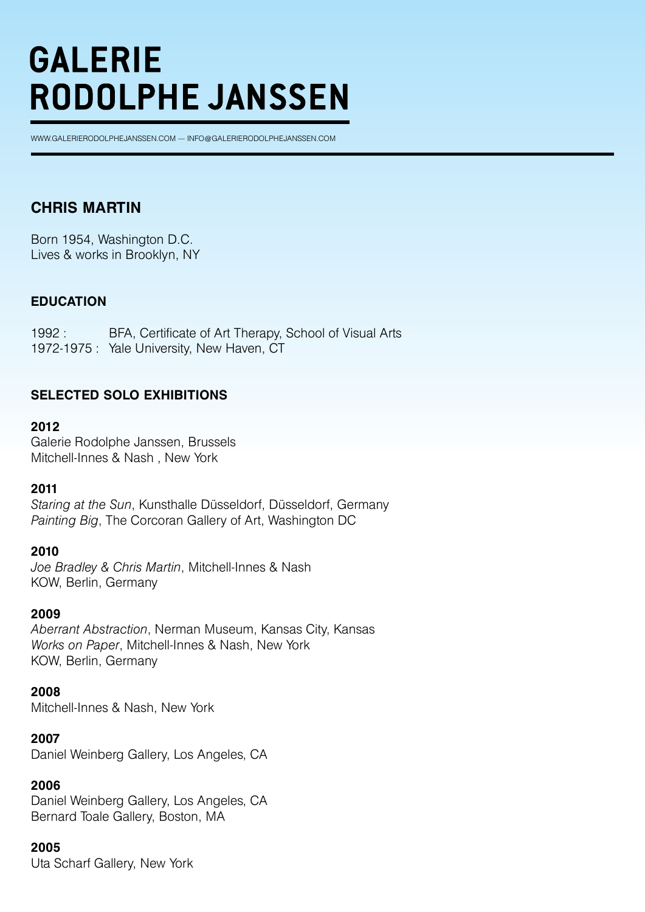# GALERIE RODOLPHE JANSSEN

WWW.GALERIERODOLPHEJANSSEN.COM — INFO@GALERIERODOLPHEJANSSEN.COM

## CHRIS MARTIN

Born 1954, Washington D.C.
Lives & works in Brooklyn, NY

### EDUCATION

1992 : BFA, Certificate of Art Therapy, School of Visual Arts
1972-1975 : Yale University, New Haven, CT

### SELECTED SOLO EXHIBITIONS

**2012**
Galerie Rodolphe Janssen, Brussels
Mitchell-Innes & Nash , New York

**2011**
*Staring at the Sun*, Kunsthalle Düsseldorf, Düsseldorf, Germany
*Painting Big*, The Corcoran Gallery of Art, Washington DC

**2010**
*Joe Bradley & Chris Martin*, Mitchell-Innes & Nash
KOW, Berlin, Germany

**2009**
*Aberrant Abstraction*, Nerman Museum, Kansas City, Kansas
*Works on Paper*, Mitchell-Innes & Nash, New York
KOW, Berlin, Germany

**2008**
Mitchell-Innes & Nash, New York

**2007**
Daniel Weinberg Gallery, Los Angeles, CA

**2006**
Daniel Weinberg Gallery, Los Angeles, CA
Bernard Toale Gallery, Boston, MA

**2005**
Uta Scharf Gallery, New York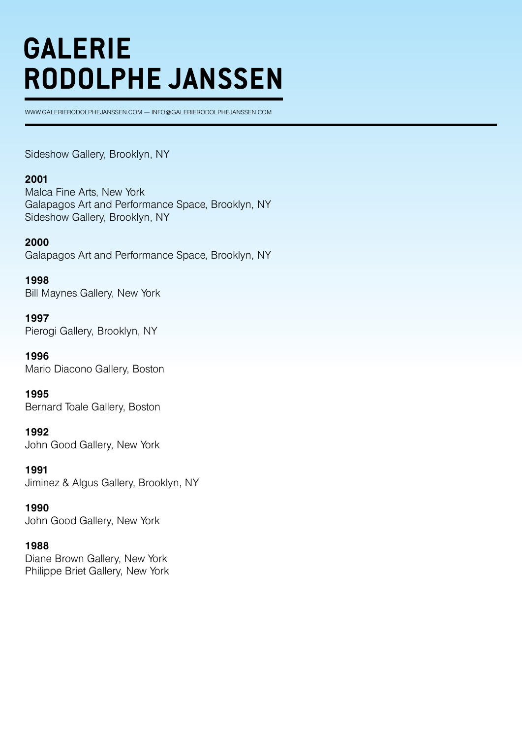Sideshow Gallery, Brooklyn, NY

**2001**
Malca Fine Arts, New York
Galapagos Art and Performance Space, Brooklyn, NY
Sideshow Gallery, Brooklyn, NY

**2000**
Galapagos Art and Performance Space, Brooklyn, NY

**1998**
Bill Maynes Gallery, New York

**1997**
Pierogi Gallery, Brooklyn, NY

**1996**
Mario Diacono Gallery, Boston

**1995**
Bernard Toale Gallery, Boston

**1992**
John Good Gallery, New York

**1991**
Jiminez & Algus Gallery, Brooklyn, NY

**1990**
John Good Gallery, New York

**1988**
Diane Brown Gallery, New York
Philippe Briet Gallery, New York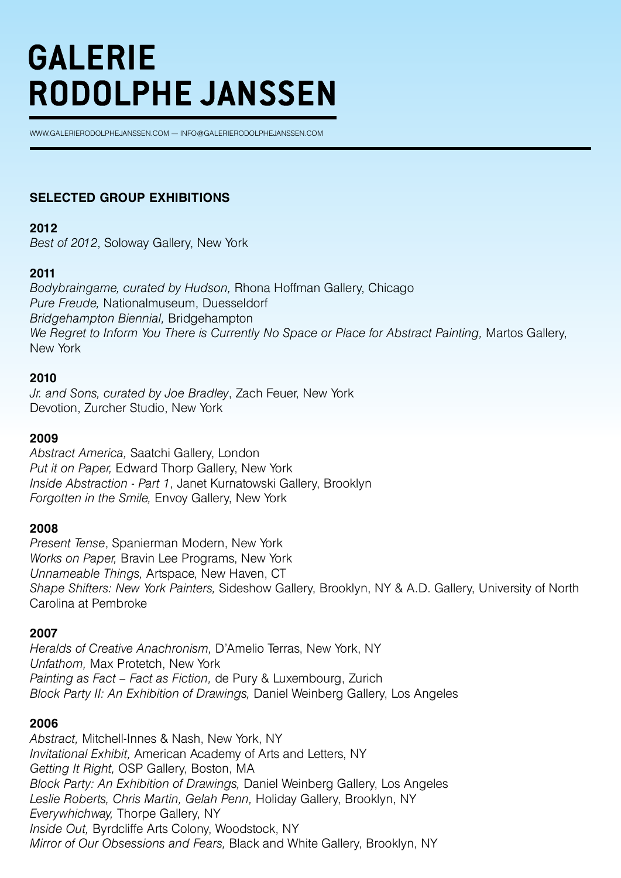## SELECTED GROUP EXHIBITIONS

**2012**
*Best of 2012*, Soloway Gallery, New York

**2011**
*Bodybraingame, curated by Hudson,* Rhona Hoffman Gallery, Chicago
*Pure Freude,* Nationalmuseum, Duesseldorf
*Bridgehampton Biennial,* Bridgehampton
*We Regret to Inform You There is Currently No Space or Place for Abstract Painting,* Martos Gallery, New York

**2010**
*Jr. and Sons, curated by Joe Bradley*, Zach Feuer, New York
Devotion, Zurcher Studio, New York

**2009**
*Abstract America,* Saatchi Gallery, London
*Put it on Paper,* Edward Thorp Gallery, New York
*Inside Abstraction - Part 1*, Janet Kurnatowski Gallery, Brooklyn
*Forgotten in the Smile,* Envoy Gallery, New York

**2008**
*Present Tense*, Spanierman Modern, New York
*Works on Paper,* Bravin Lee Programs, New York
*Unnameable Things,* Artspace, New Haven, CT
*Shape Shifters: New York Painters,* Sideshow Gallery, Brooklyn, NY & A.D. Gallery, University of North Carolina at Pembroke

**2007**
*Heralds of Creative Anachronism,* D'Amelio Terras, New York, NY
*Unfathom,* Max Protetch, New York
*Painting as Fact – Fact as Fiction,* de Pury & Luxembourg, Zurich
*Block Party II: An Exhibition of Drawings,* Daniel Weinberg Gallery, Los Angeles

**2006**
*Abstract,* Mitchell-Innes & Nash, New York, NY
*Invitational Exhibit,* American Academy of Arts and Letters, NY
*Getting It Right,* OSP Gallery, Boston, MA
*Block Party: An Exhibition of Drawings,* Daniel Weinberg Gallery, Los Angeles
*Leslie Roberts, Chris Martin, Gelah Penn,* Holiday Gallery, Brooklyn, NY
*Everywhichway,* Thorpe Gallery, NY
*Inside Out,* Byrdcliffe Arts Colony, Woodstock, NY
*Mirror of Our Obsessions and Fears,* Black and White Gallery, Brooklyn, NY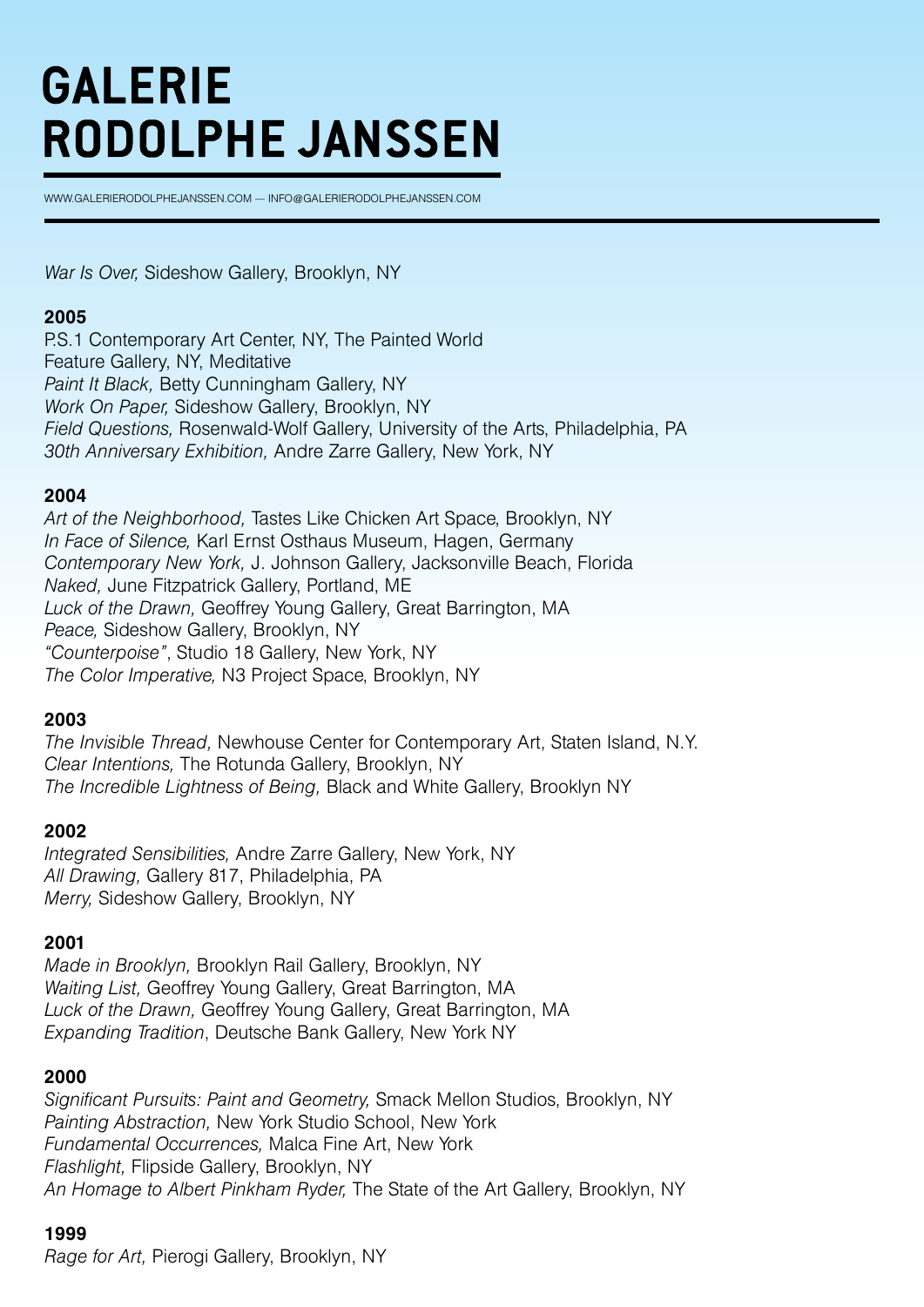*War Is Over,* Sideshow Gallery, Brooklyn, NY

**2005**

P.S.1 Contemporary Art Center, NY, The Painted World
Feature Gallery, NY, Meditative
*Paint It Black,* Betty Cunningham Gallery, NY
*Work On Paper,* Sideshow Gallery, Brooklyn, NY
*Field Questions,* Rosenwald-Wolf Gallery, University of the Arts, Philadelphia, PA
*30th Anniversary Exhibition,* Andre Zarre Gallery, New York, NY

**2004**

*Art of the Neighborhood,* Tastes Like Chicken Art Space, Brooklyn, NY
*In Face of Silence,* Karl Ernst Osthaus Museum, Hagen, Germany
*Contemporary New York,* J. Johnson Gallery, Jacksonville Beach, Florida
*Naked,* June Fitzpatrick Gallery, Portland, ME
*Luck of the Drawn,* Geoffrey Young Gallery, Great Barrington, MA
*Peace,* Sideshow Gallery, Brooklyn, NY
*"Counterpoise"*, Studio 18 Gallery, New York, NY
*The Color Imperative,* N3 Project Space, Brooklyn, NY

**2003**

*The Invisible Thread,* Newhouse Center for Contemporary Art, Staten Island, N.Y.
*Clear Intentions,* The Rotunda Gallery, Brooklyn, NY
*The Incredible Lightness of Being,* Black and White Gallery, Brooklyn NY

**2002**

*Integrated Sensibilities,* Andre Zarre Gallery, New York, NY
*All Drawing,* Gallery 817, Philadelphia, PA
*Merry,* Sideshow Gallery, Brooklyn, NY

**2001**

*Made in Brooklyn,* Brooklyn Rail Gallery, Brooklyn, NY
*Waiting List,* Geoffrey Young Gallery, Great Barrington, MA
*Luck of the Drawn,* Geoffrey Young Gallery, Great Barrington, MA
*Expanding Tradition*, Deutsche Bank Gallery, New York NY

**2000**

*Significant Pursuits: Paint and Geometry,* Smack Mellon Studios, Brooklyn, NY
*Painting Abstraction,* New York Studio School, New York
*Fundamental Occurrences,* Malca Fine Art, New York
*Flashlight,* Flipside Gallery, Brooklyn, NY
*An Homage to Albert Pinkham Ryder,* The State of the Art Gallery, Brooklyn, NY

**1999**

*Rage for Art,* Pierogi Gallery, Brooklyn, NY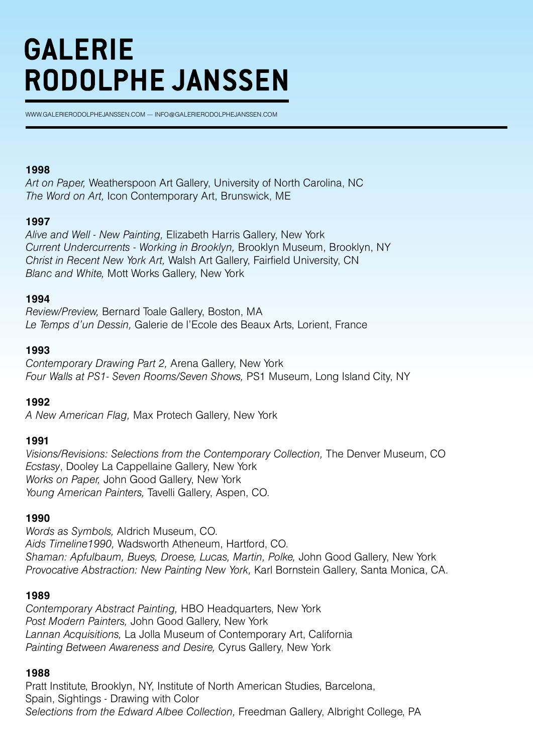# GALERIE RODOLPHE JANSSEN

WWW.GALERIERODOLPHEJANSSEN.COM — INFO@GALERIERODOLPHEJANSSEN.COM

**1998**
*Art on Paper,* Weatherspoon Art Gallery, University of North Carolina, NC
*The Word on Art,* Icon Contemporary Art, Brunswick, ME

**1997**
*Alive and Well - New Painting,* Elizabeth Harris Gallery, New York
*Current Undercurrents - Working in Brooklyn,* Brooklyn Museum, Brooklyn, NY
*Christ in Recent New York Art,* Walsh Art Gallery, Fairfield University, CN
*Blanc and White,* Mott Works Gallery, New York

**1994**
*Review/Preview,* Bernard Toale Gallery, Boston, MA
*Le Temps d'un Dessin,* Galerie de l'Ecole des Beaux Arts, Lorient, France

**1993**
*Contemporary Drawing Part 2,* Arena Gallery, New York
*Four Walls at PS1- Seven Rooms/Seven Shows,* PS1 Museum, Long Island City, NY

**1992**
*A New American Flag,* Max Protech Gallery, New York

**1991**
*Visions/Revisions: Selections from the Contemporary Collection,* The Denver Museum, CO
*Ecstasy*, Dooley La Cappellaine Gallery, New York
*Works on Paper,* John Good Gallery, New York
*Young American Painters,* Tavelli Gallery, Aspen, CO.

**1990**
*Words as Symbols,* Aldrich Museum, CO.
*Aids Timeline1990,* Wadsworth Atheneum, Hartford, CO.
*Shaman: Apfulbaum, Bueys, Droese, Lucas, Martin, Polke,* John Good Gallery, New York
*Provocative Abstraction: New Painting New York,* Karl Bornstein Gallery, Santa Monica, CA.

**1989**
*Contemporary Abstract Painting,* HBO Headquarters, New York
*Post Modern Painters,* John Good Gallery, New York
*Lannan Acquisitions,* La Jolla Museum of Contemporary Art, California
*Painting Between Awareness and Desire,* Cyrus Gallery, New York

**1988**
Pratt Institute, Brooklyn, NY, Institute of North American Studies, Barcelona,
Spain, Sightings - Drawing with Color
*Selections from the Edward Albee Collection,* Freedman Gallery, Albright College, PA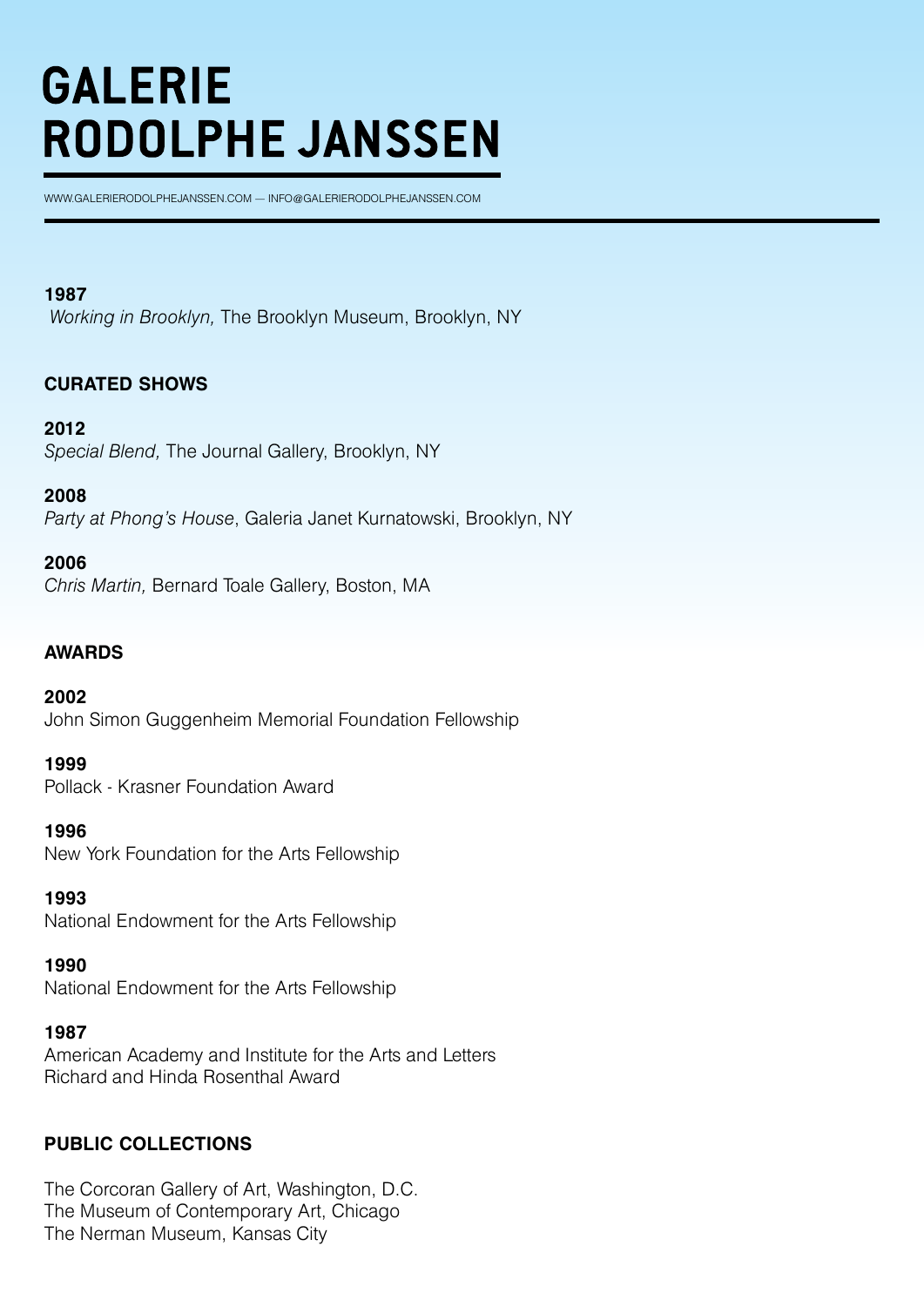**1987**
*Working in Brooklyn,* The Brooklyn Museum, Brooklyn, NY

## CURATED SHOWS

**2012**
*Special Blend,* The Journal Gallery, Brooklyn, NY

**2008**
*Party at Phong's House*, Galeria Janet Kurnatowski, Brooklyn, NY

**2006**
*Chris Martin,* Bernard Toale Gallery, Boston, MA

## AWARDS

**2002**
John Simon Guggenheim Memorial Foundation Fellowship

**1999**
Pollack - Krasner Foundation Award

**1996**
New York Foundation for the Arts Fellowship

**1993**
National Endowment for the Arts Fellowship

**1990**
National Endowment for the Arts Fellowship

**1987**
American Academy and Institute for the Arts and Letters
Richard and Hinda Rosenthal Award

## PUBLIC COLLECTIONS

The Corcoran Gallery of Art, Washington, D.C.
The Museum of Contemporary Art, Chicago
The Nerman Museum, Kansas City